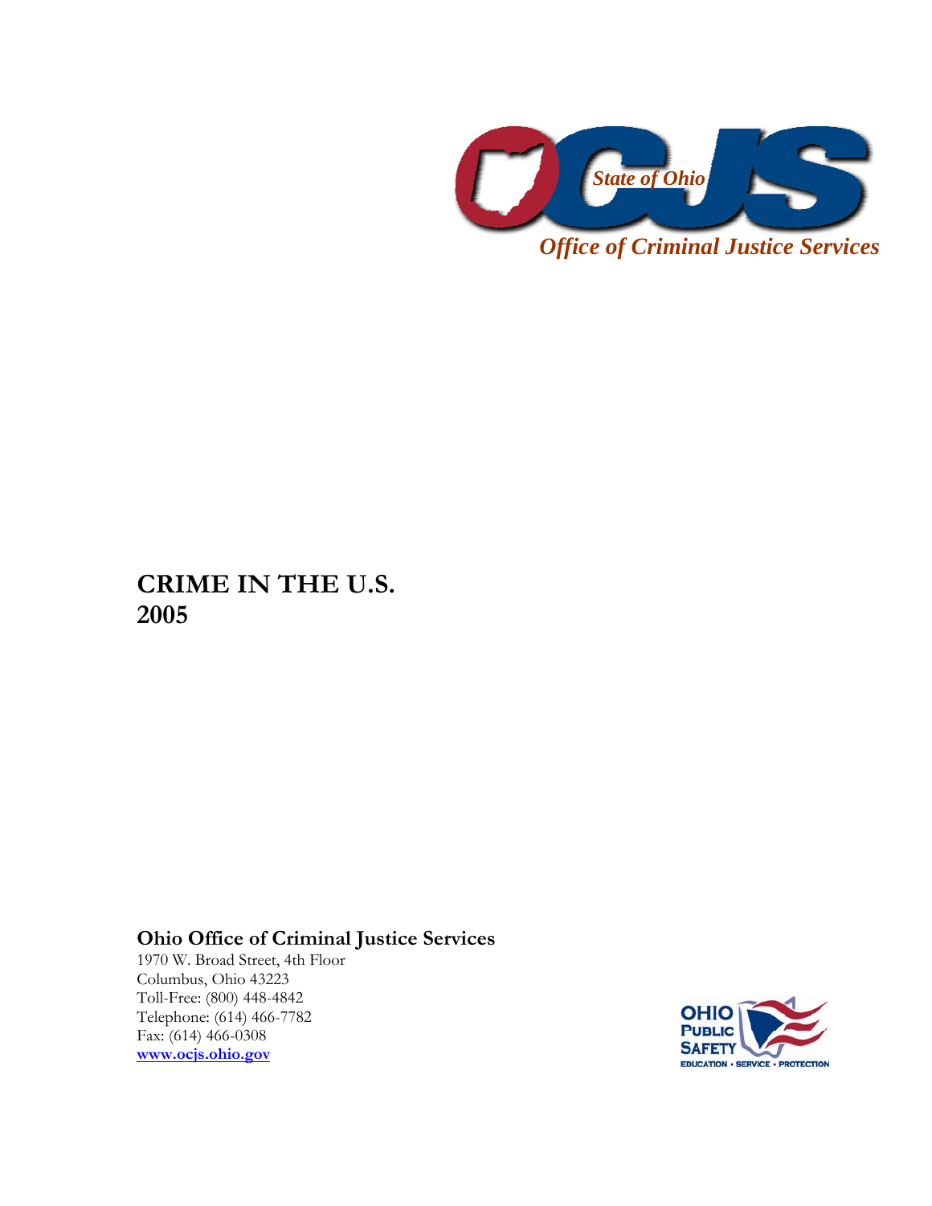State of Ohio

*Office of Criminal Justice Services*

# CRIME IN THE U.S. 2005

**Ohio Office of Criminal Justice Services**
1970 W. Broad Street, 4th Floor
Columbus, Ohio 43223
Toll-Free: (800) 448-4842
Telephone: (614) 466-7782
Fax: (614) 466-0308
www.ocjs.ohio.gov

OHIO PUBLIC SAFETY
EDUCATION • SERVICE • PROTECTION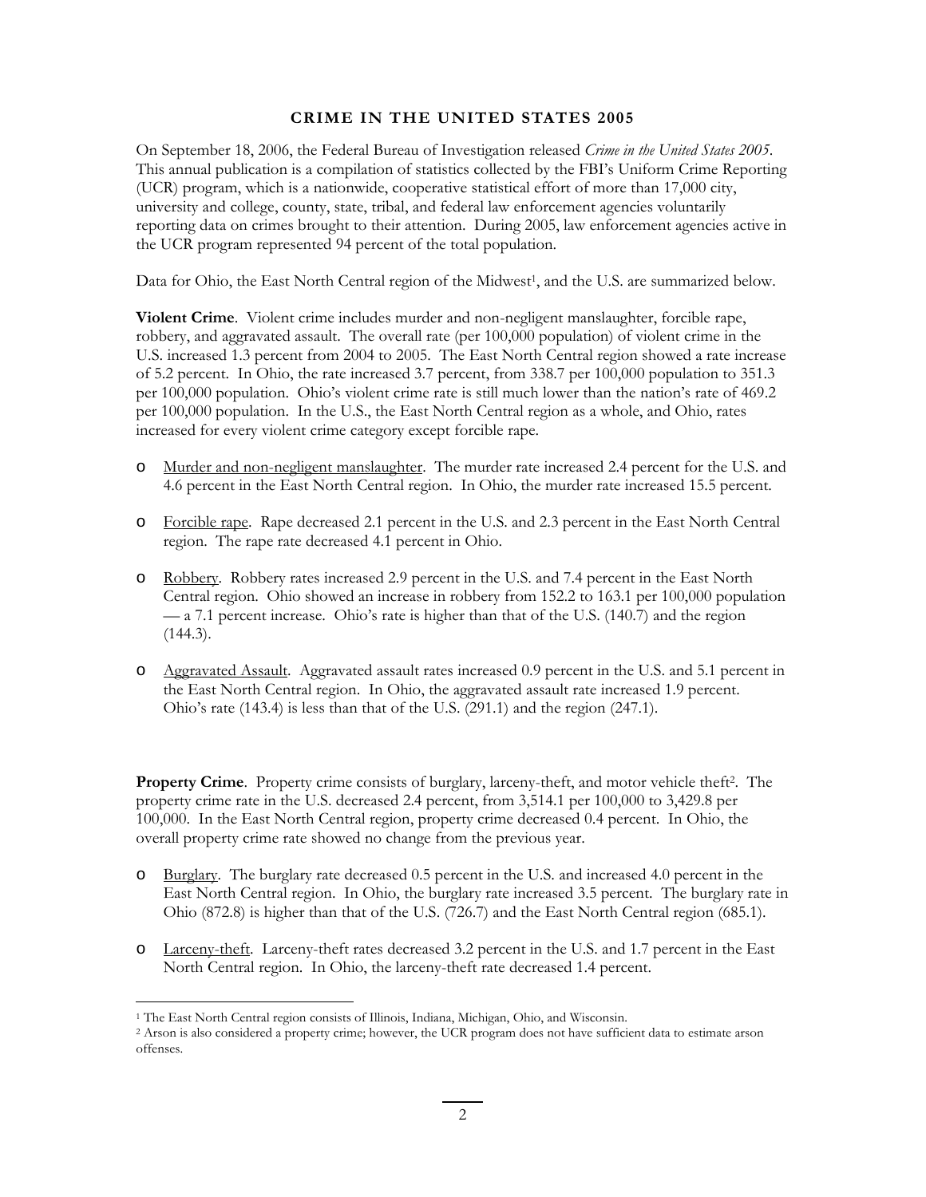# CRIME IN THE UNITED STATES 2005

On September 18, 2006, the Federal Bureau of Investigation released *Crime in the United States 2005*. This annual publication is a compilation of statistics collected by the FBI's Uniform Crime Reporting (UCR) program, which is a nationwide, cooperative statistical effort of more than 17,000 city, university and college, county, state, tribal, and federal law enforcement agencies voluntarily reporting data on crimes brought to their attention. During 2005, law enforcement agencies active in the UCR program represented 94 percent of the total population.

Data for Ohio, the East North Central region of the Midwest[1], and the U.S. are summarized below.

**Violent Crime**. Violent crime includes murder and non-negligent manslaughter, forcible rape, robbery, and aggravated assault. The overall rate (per 100,000 population) of violent crime in the U.S. increased 1.3 percent from 2004 to 2005. The East North Central region showed a rate increase of 5.2 percent. In Ohio, the rate increased 3.7 percent, from 338.7 per 100,000 population to 351.3 per 100,000 population. Ohio's violent crime rate is still much lower than the nation's rate of 469.2 per 100,000 population. In the U.S., the East North Central region as a whole, and Ohio, rates increased for every violent crime category except forcible rape.

- Murder and non-negligent manslaughter. The murder rate increased 2.4 percent for the U.S. and 4.6 percent in the East North Central region. In Ohio, the murder rate increased 15.5 percent.
- Forcible rape. Rape decreased 2.1 percent in the U.S. and 2.3 percent in the East North Central region. The rape rate decreased 4.1 percent in Ohio.
- Robbery. Robbery rates increased 2.9 percent in the U.S. and 7.4 percent in the East North Central region. Ohio showed an increase in robbery from 152.2 to 163.1 per 100,000 population — a 7.1 percent increase. Ohio's rate is higher than that of the U.S. (140.7) and the region (144.3).
- Aggravated Assault. Aggravated assault rates increased 0.9 percent in the U.S. and 5.1 percent in the East North Central region. In Ohio, the aggravated assault rate increased 1.9 percent. Ohio's rate (143.4) is less than that of the U.S. (291.1) and the region (247.1).

**Property Crime**. Property crime consists of burglary, larceny-theft, and motor vehicle theft[2]. The property crime rate in the U.S. decreased 2.4 percent, from 3,514.1 per 100,000 to 3,429.8 per 100,000. In the East North Central region, property crime decreased 0.4 percent. In Ohio, the overall property crime rate showed no change from the previous year.

- Burglary. The burglary rate decreased 0.5 percent in the U.S. and increased 4.0 percent in the East North Central region. In Ohio, the burglary rate increased 3.5 percent. The burglary rate in Ohio (872.8) is higher than that of the U.S. (726.7) and the East North Central region (685.1).
- Larceny-theft. Larceny-theft rates decreased 3.2 percent in the U.S. and 1.7 percent in the East North Central region. In Ohio, the larceny-theft rate decreased 1.4 percent.

---

[1] The East North Central region consists of Illinois, Indiana, Michigan, Ohio, and Wisconsin.

[2] Arson is also considered a property crime; however, the UCR program does not have sufficient data to estimate arson offenses.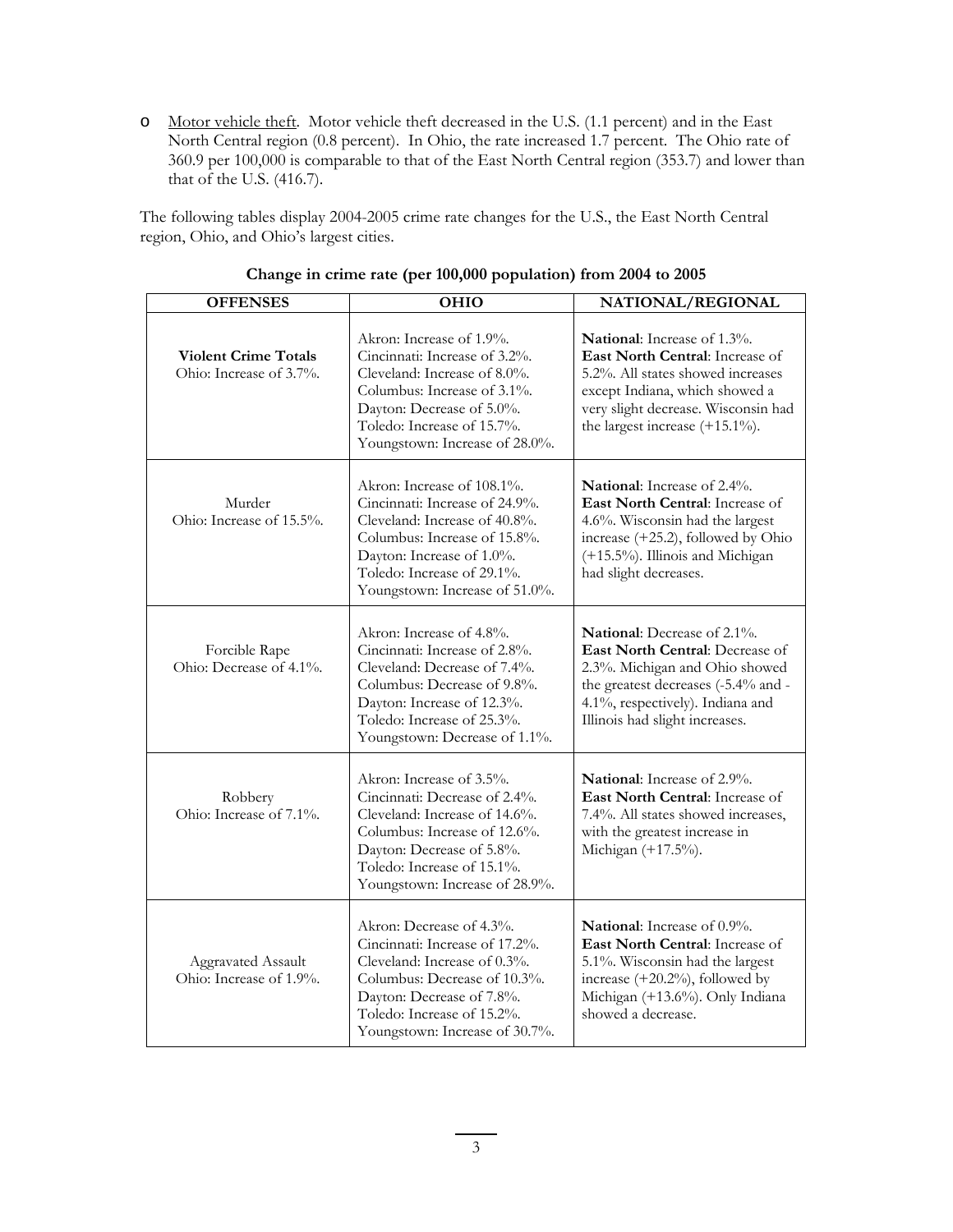- Motor vehicle theft. Motor vehicle theft decreased in the U.S. (1.1 percent) and in the East North Central region (0.8 percent). In Ohio, the rate increased 1.7 percent. The Ohio rate of 360.9 per 100,000 is comparable to that of the East North Central region (353.7) and lower than that of the U.S. (416.7).

The following tables display 2004-2005 crime rate changes for the U.S., the East North Central region, Ohio, and Ohio's largest cities.

**Change in crime rate (per 100,000 population) from 2004 to 2005**

| OFFENSES | OHIO | NATIONAL/REGIONAL |
|---|---|---|
| **Violent Crime Totals**<br>Ohio: Increase of 3.7%. | Akron: Increase of 1.9%.<br>Cincinnati: Increase of 3.2%.<br>Cleveland: Increase of 8.0%.<br>Columbus: Increase of 3.1%.<br>Dayton: Decrease of 5.0%.<br>Toledo: Increase of 15.7%.<br>Youngstown: Increase of 28.0%. | **National**: Increase of 1.3%.<br>**East North Central**: Increase of 5.2%. All states showed increases except Indiana, which showed a very slight decrease. Wisconsin had the largest increase (+15.1%). |
| Murder<br>Ohio: Increase of 15.5%. | Akron: Increase of 108.1%.<br>Cincinnati: Increase of 24.9%.<br>Cleveland: Increase of 40.8%.<br>Columbus: Increase of 15.8%.<br>Dayton: Increase of 1.0%.<br>Toledo: Increase of 29.1%.<br>Youngstown: Increase of 51.0%. | **National**: Increase of 2.4%.<br>**East North Central**: Increase of 4.6%. Wisconsin had the largest increase (+25.2), followed by Ohio (+15.5%). Illinois and Michigan had slight decreases. |
| Forcible Rape<br>Ohio: Decrease of 4.1%. | Akron: Increase of 4.8%.<br>Cincinnati: Increase of 2.8%.<br>Cleveland: Decrease of 7.4%.<br>Columbus: Decrease of 9.8%.<br>Dayton: Increase of 12.3%.<br>Toledo: Increase of 25.3%.<br>Youngstown: Decrease of 1.1%. | **National**: Decrease of 2.1%.<br>**East North Central**: Decrease of 2.3%. Michigan and Ohio showed the greatest decreases (-5.4% and -4.1%, respectively). Indiana and Illinois had slight increases. |
| Robbery<br>Ohio: Increase of 7.1%. | Akron: Increase of 3.5%.<br>Cincinnati: Decrease of 2.4%.<br>Cleveland: Increase of 14.6%.<br>Columbus: Increase of 12.6%.<br>Dayton: Decrease of 5.8%.<br>Toledo: Increase of 15.1%.<br>Youngstown: Increase of 28.9%. | **National**: Increase of 2.9%.<br>**East North Central**: Increase of 7.4%. All states showed increases, with the greatest increase in Michigan (+17.5%). |
| Aggravated Assault<br>Ohio: Increase of 1.9%. | Akron: Decrease of 4.3%.<br>Cincinnati: Increase of 17.2%.<br>Cleveland: Increase of 0.3%.<br>Columbus: Decrease of 10.3%.<br>Dayton: Decrease of 7.8%.<br>Toledo: Increase of 15.2%.<br>Youngstown: Increase of 30.7%. | **National**: Increase of 0.9%.<br>**East North Central**: Increase of 5.1%. Wisconsin had the largest increase (+20.2%), followed by Michigan (+13.6%). Only Indiana showed a decrease. |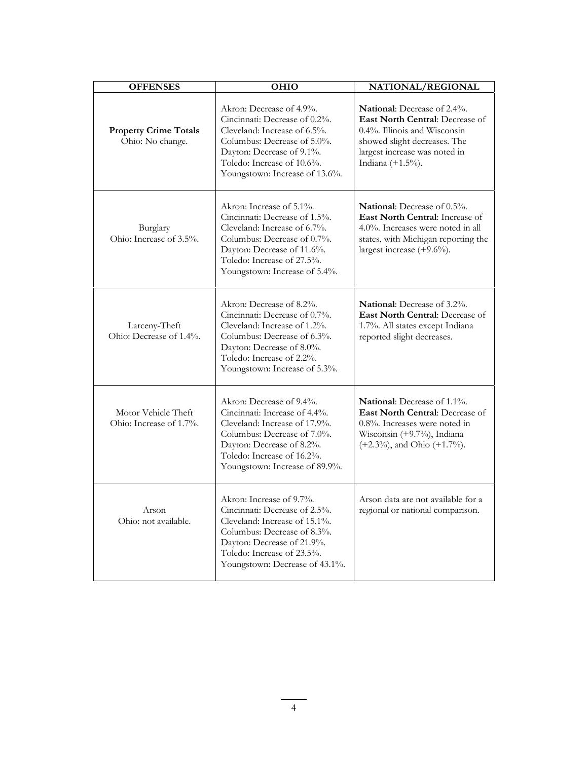| OFFENSES | OHIO | NATIONAL/REGIONAL |
|---|---|---|
| **Property Crime Totals**<br>Ohio: No change. | Akron: Decrease of 4.9%.<br>Cincinnati: Decrease of 0.2%.<br>Cleveland: Increase of 6.5%.<br>Columbus: Decrease of 5.0%.<br>Dayton: Decrease of 9.1%.<br>Toledo: Increase of 10.6%.<br>Youngstown: Increase of 13.6%. | **National**: Decrease of 2.4%.<br>**East North Central**: Decrease of 0.4%. Illinois and Wisconsin showed slight decreases. The largest increase was noted in Indiana (+1.5%). |
| Burglary<br>Ohio: Increase of 3.5%. | Akron: Increase of 5.1%.<br>Cincinnati: Decrease of 1.5%.<br>Cleveland: Increase of 6.7%.<br>Columbus: Decrease of 0.7%.<br>Dayton: Decrease of 11.6%.<br>Toledo: Increase of 27.5%.<br>Youngstown: Increase of 5.4%. | **National**: Decrease of 0.5%.<br>**East North Central**: Increase of 4.0%. Increases were noted in all states, with Michigan reporting the largest increase (+9.6%). |
| Larceny-Theft<br>Ohio: Decrease of 1.4%. | Akron: Decrease of 8.2%.<br>Cincinnati: Decrease of 0.7%.<br>Cleveland: Increase of 1.2%.<br>Columbus: Decrease of 6.3%.<br>Dayton: Decrease of 8.0%.<br>Toledo: Increase of 2.2%.<br>Youngstown: Increase of 5.3%. | **National**: Decrease of 3.2%.<br>**East North Central**: Decrease of 1.7%. All states except Indiana reported slight decreases. |
| Motor Vehicle Theft<br>Ohio: Increase of 1.7%. | Akron: Decrease of 9.4%.<br>Cincinnati: Increase of 4.4%.<br>Cleveland: Increase of 17.9%.<br>Columbus: Decrease of 7.0%.<br>Dayton: Decrease of 8.2%.<br>Toledo: Increase of 16.2%.<br>Youngstown: Increase of 89.9%. | **National**: Decrease of 1.1%.<br>**East North Central**: Decrease of 0.8%. Increases were noted in Wisconsin (+9.7%), Indiana (+2.3%), and Ohio (+1.7%). |
| Arson<br>Ohio: not available. | Akron: Increase of 9.7%.<br>Cincinnati: Decrease of 2.5%.<br>Cleveland: Increase of 15.1%.<br>Columbus: Decrease of 8.3%.<br>Dayton: Decrease of 21.9%.<br>Toledo: Increase of 23.5%.<br>Youngstown: Decrease of 43.1%. | Arson data are not available for a regional or national comparison. |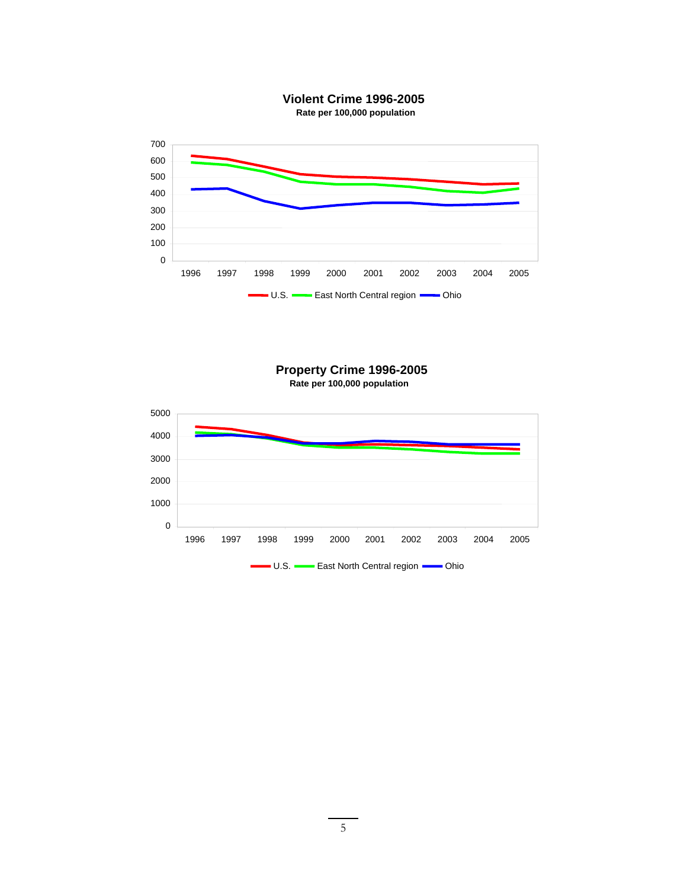**Violent Crime 1996-2005**

**Rate per 100,000 population**

700
600
500
400
300
200
100
0

1996 1997 1998 1999 2000 2001 2002 2003 2004 2005

U.S. East North Central region Ohio

**Property Crime 1996-2005**

**Rate per 100,000 population**

5000
4000
3000
2000
1000
0

1996 1997 1998 1999 2000 2001 2002 2003 2004 2005

U.S. East North Central region Ohio